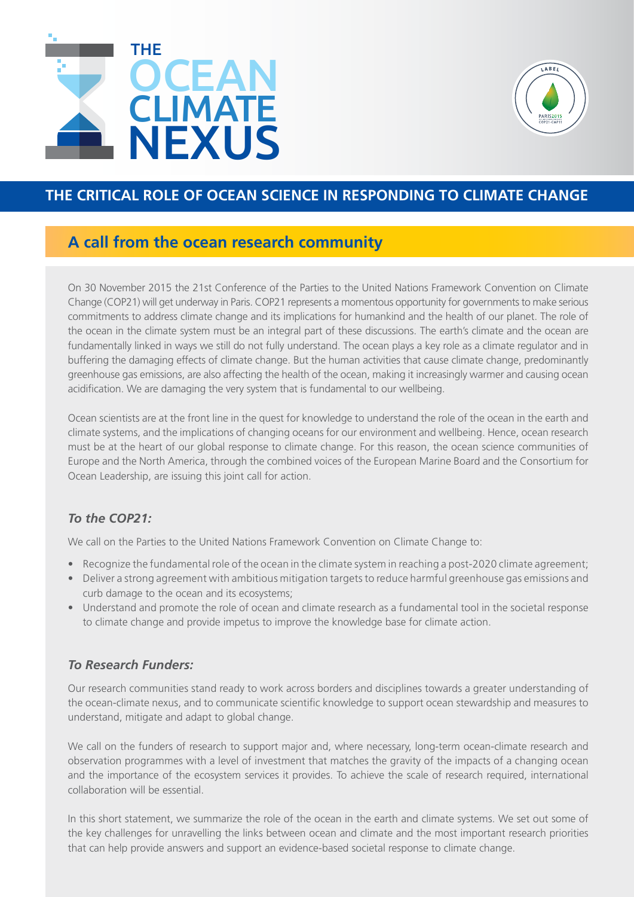# THE OCEAN CLIMATE NEXUS

LABEL PARIS2015 COP21·CMP11

## THE CRITICAL ROLE OF OCEAN SCIENCE IN RESPONDING TO CLIMATE CHANGE

### A call from the ocean research community

On 30 November 2015 the 21st Conference of the Parties to the United Nations Framework Convention on Climate Change (COP21) will get underway in Paris. COP21 represents a momentous opportunity for governments to make serious commitments to address climate change and its implications for humankind and the health of our planet. The role of the ocean in the climate system must be an integral part of these discussions. The earth's climate and the ocean are fundamentally linked in ways we still do not fully understand. The ocean plays a key role as a climate regulator and in buffering the damaging effects of climate change. But the human activities that cause climate change, predominantly greenhouse gas emissions, are also affecting the health of the ocean, making it increasingly warmer and causing ocean acidification. We are damaging the very system that is fundamental to our wellbeing.

Ocean scientists are at the front line in the quest for knowledge to understand the role of the ocean in the earth and climate systems, and the implications of changing oceans for our environment and wellbeing. Hence, ocean research must be at the heart of our global response to climate change. For this reason, the ocean science communities of Europe and the North America, through the combined voices of the European Marine Board and the Consortium for Ocean Leadership, are issuing this joint call for action.

#### *To the COP21:*

We call on the Parties to the United Nations Framework Convention on Climate Change to:

- Recognize the fundamental role of the ocean in the climate system in reaching a post-2020 climate agreement;
- Deliver a strong agreement with ambitious mitigation targets to reduce harmful greenhouse gas emissions and curb damage to the ocean and its ecosystems;
- Understand and promote the role of ocean and climate research as a fundamental tool in the societal response to climate change and provide impetus to improve the knowledge base for climate action.

#### *To Research Funders:*

Our research communities stand ready to work across borders and disciplines towards a greater understanding of the ocean-climate nexus, and to communicate scientific knowledge to support ocean stewardship and measures to understand, mitigate and adapt to global change.

We call on the funders of research to support major and, where necessary, long-term ocean-climate research and observation programmes with a level of investment that matches the gravity of the impacts of a changing ocean and the importance of the ecosystem services it provides. To achieve the scale of research required, international collaboration will be essential.

In this short statement, we summarize the role of the ocean in the earth and climate systems. We set out some of the key challenges for unravelling the links between ocean and climate and the most important research priorities that can help provide answers and support an evidence-based societal response to climate change.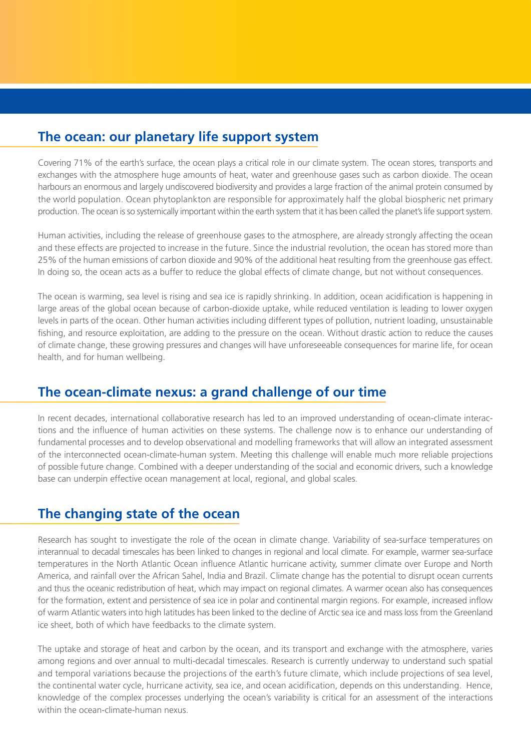## The ocean: our planetary life support system

Covering 71% of the earth's surface, the ocean plays a critical role in our climate system. The ocean stores, transports and exchanges with the atmosphere huge amounts of heat, water and greenhouse gases such as carbon dioxide. The ocean harbours an enormous and largely undiscovered biodiversity and provides a large fraction of the animal protein consumed by the world population. Ocean phytoplankton are responsible for approximately half the global biospheric net primary production. The ocean is so systemically important within the earth system that it has been called the planet's life support system.

Human activities, including the release of greenhouse gases to the atmosphere, are already strongly affecting the ocean and these effects are projected to increase in the future. Since the industrial revolution, the ocean has stored more than 25% of the human emissions of carbon dioxide and 90% of the additional heat resulting from the greenhouse gas effect. In doing so, the ocean acts as a buffer to reduce the global effects of climate change, but not without consequences.

The ocean is warming, sea level is rising and sea ice is rapidly shrinking. In addition, ocean acidification is happening in large areas of the global ocean because of carbon-dioxide uptake, while reduced ventilation is leading to lower oxygen levels in parts of the ocean. Other human activities including different types of pollution, nutrient loading, unsustainable fishing, and resource exploitation, are adding to the pressure on the ocean. Without drastic action to reduce the causes of climate change, these growing pressures and changes will have unforeseeable consequences for marine life, for ocean health, and for human wellbeing.

## The ocean-climate nexus: a grand challenge of our time

In recent decades, international collaborative research has led to an improved understanding of ocean-climate interactions and the influence of human activities on these systems. The challenge now is to enhance our understanding of fundamental processes and to develop observational and modelling frameworks that will allow an integrated assessment of the interconnected ocean-climate-human system. Meeting this challenge will enable much more reliable projections of possible future change. Combined with a deeper understanding of the social and economic drivers, such a knowledge base can underpin effective ocean management at local, regional, and global scales.

## The changing state of the ocean

Research has sought to investigate the role of the ocean in climate change. Variability of sea-surface temperatures on interannual to decadal timescales has been linked to changes in regional and local climate. For example, warmer sea-surface temperatures in the North Atlantic Ocean influence Atlantic hurricane activity, summer climate over Europe and North America, and rainfall over the African Sahel, India and Brazil. Climate change has the potential to disrupt ocean currents and thus the oceanic redistribution of heat, which may impact on regional climates. A warmer ocean also has consequences for the formation, extent and persistence of sea ice in polar and continental margin regions. For example, increased inflow of warm Atlantic waters into high latitudes has been linked to the decline of Arctic sea ice and mass loss from the Greenland ice sheet, both of which have feedbacks to the climate system.

The uptake and storage of heat and carbon by the ocean, and its transport and exchange with the atmosphere, varies among regions and over annual to multi-decadal timescales. Research is currently underway to understand such spatial and temporal variations because the projections of the earth's future climate, which include projections of sea level, the continental water cycle, hurricane activity, sea ice, and ocean acidification, depends on this understanding. Hence, knowledge of the complex processes underlying the ocean's variability is critical for an assessment of the interactions within the ocean-climate-human nexus.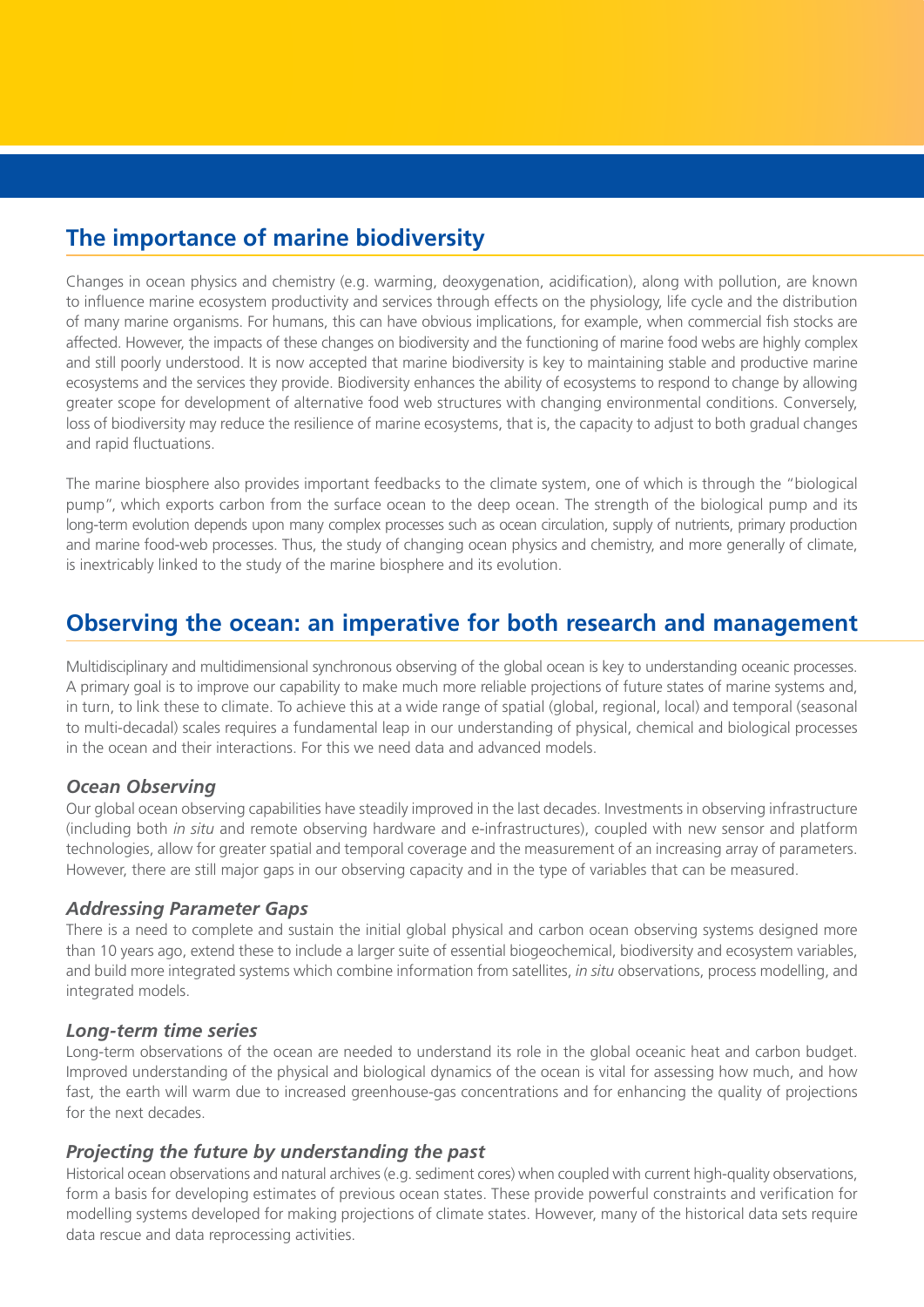## The importance of marine biodiversity

Changes in ocean physics and chemistry (e.g. warming, deoxygenation, acidification), along with pollution, are known to influence marine ecosystem productivity and services through effects on the physiology, life cycle and the distribution of many marine organisms. For humans, this can have obvious implications, for example, when commercial fish stocks are affected. However, the impacts of these changes on biodiversity and the functioning of marine food webs are highly complex and still poorly understood. It is now accepted that marine biodiversity is key to maintaining stable and productive marine ecosystems and the services they provide. Biodiversity enhances the ability of ecosystems to respond to change by allowing greater scope for development of alternative food web structures with changing environmental conditions. Conversely, loss of biodiversity may reduce the resilience of marine ecosystems, that is, the capacity to adjust to both gradual changes and rapid fluctuations.

The marine biosphere also provides important feedbacks to the climate system, one of which is through the "biological pump", which exports carbon from the surface ocean to the deep ocean. The strength of the biological pump and its long-term evolution depends upon many complex processes such as ocean circulation, supply of nutrients, primary production and marine food-web processes. Thus, the study of changing ocean physics and chemistry, and more generally of climate, is inextricably linked to the study of the marine biosphere and its evolution.

## Observing the ocean: an imperative for both research and management

Multidisciplinary and multidimensional synchronous observing of the global ocean is key to understanding oceanic processes. A primary goal is to improve our capability to make much more reliable projections of future states of marine systems and, in turn, to link these to climate. To achieve this at a wide range of spatial (global, regional, local) and temporal (seasonal to multi-decadal) scales requires a fundamental leap in our understanding of physical, chemical and biological processes in the ocean and their interactions. For this we need data and advanced models.

### *Ocean Observing*

Our global ocean observing capabilities have steadily improved in the last decades. Investments in observing infrastructure (including both *in situ* and remote observing hardware and e-infrastructures), coupled with new sensor and platform technologies, allow for greater spatial and temporal coverage and the measurement of an increasing array of parameters. However, there are still major gaps in our observing capacity and in the type of variables that can be measured.

### *Addressing Parameter Gaps*

There is a need to complete and sustain the initial global physical and carbon ocean observing systems designed more than 10 years ago, extend these to include a larger suite of essential biogeochemical, biodiversity and ecosystem variables, and build more integrated systems which combine information from satellites, *in situ* observations, process modelling, and integrated models.

### *Long-term time series*

Long-term observations of the ocean are needed to understand its role in the global oceanic heat and carbon budget. Improved understanding of the physical and biological dynamics of the ocean is vital for assessing how much, and how fast, the earth will warm due to increased greenhouse-gas concentrations and for enhancing the quality of projections for the next decades.

### *Projecting the future by understanding the past*

Historical ocean observations and natural archives (e.g. sediment cores) when coupled with current high-quality observations, form a basis for developing estimates of previous ocean states. These provide powerful constraints and verification for modelling systems developed for making projections of climate states. However, many of the historical data sets require data rescue and data reprocessing activities.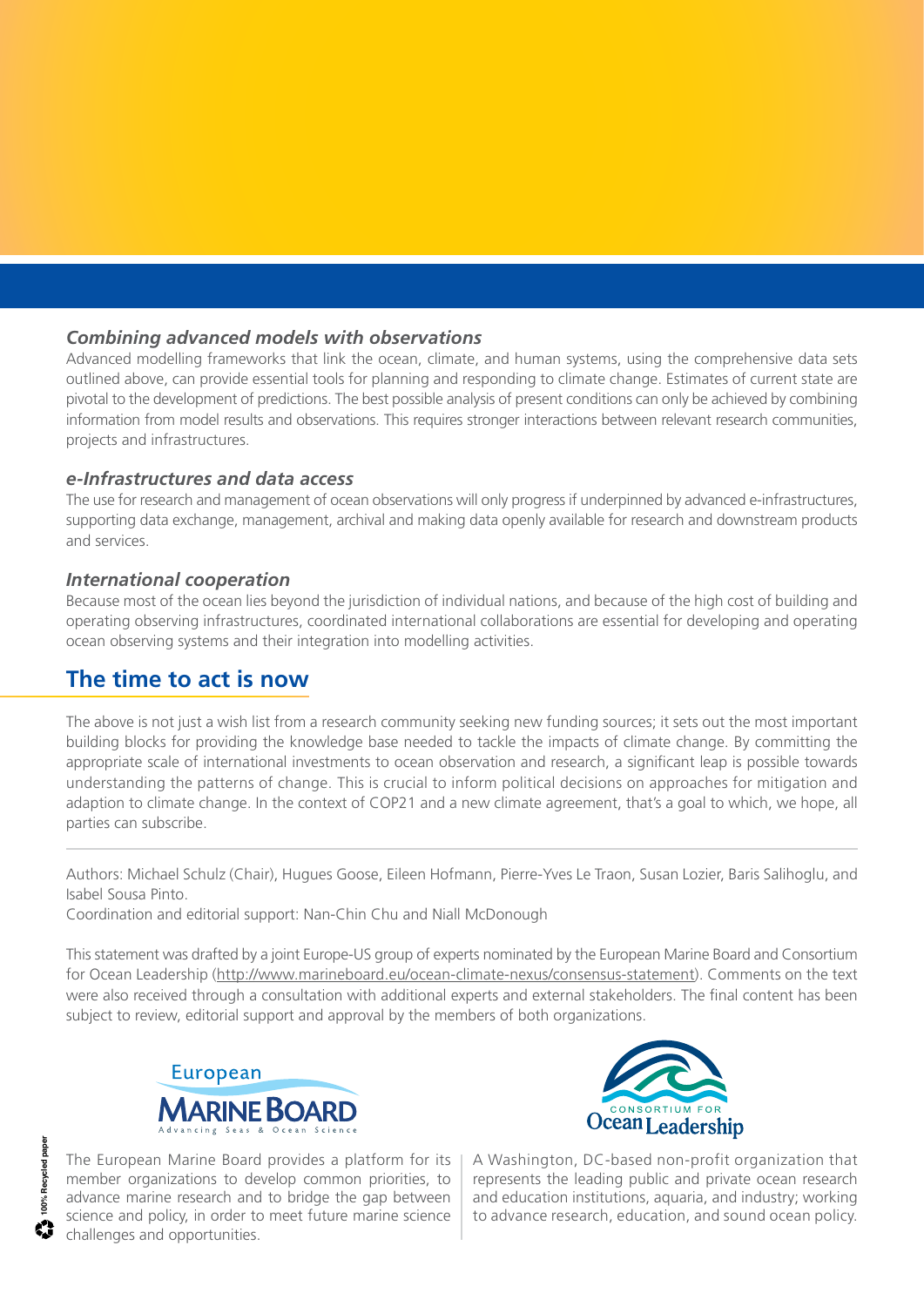### *Combining advanced models with observations*

Advanced modelling frameworks that link the ocean, climate, and human systems, using the comprehensive data sets outlined above, can provide essential tools for planning and responding to climate change. Estimates of current state are pivotal to the development of predictions. The best possible analysis of present conditions can only be achieved by combining information from model results and observations. This requires stronger interactions between relevant research communities, projects and infrastructures.

### *e-Infrastructures and data access*

The use for research and management of ocean observations will only progress if underpinned by advanced e-infrastructures, supporting data exchange, management, archival and making data openly available for research and downstream products and services.

### *International cooperation*

Because most of the ocean lies beyond the jurisdiction of individual nations, and because of the high cost of building and operating observing infrastructures, coordinated international collaborations are essential for developing and operating ocean observing systems and their integration into modelling activities.

## The time to act is now

The above is not just a wish list from a research community seeking new funding sources; it sets out the most important building blocks for providing the knowledge base needed to tackle the impacts of climate change. By committing the appropriate scale of international investments to ocean observation and research, a significant leap is possible towards understanding the patterns of change. This is crucial to inform political decisions on approaches for mitigation and adaption to climate change. In the context of COP21 and a new climate agreement, that's a goal to which, we hope, all parties can subscribe.

---

Authors: Michael Schulz (Chair), Hugues Goose, Eileen Hofmann, Pierre-Yves Le Traon, Susan Lozier, Baris Salihoglu, and Isabel Sousa Pinto.

Coordination and editorial support: Nan-Chin Chu and Niall McDonough

This statement was drafted by a joint Europe-US group of experts nominated by the European Marine Board and Consortium for Ocean Leadership (http://www.marineboard.eu/ocean-climate-nexus/consensus-statement). Comments on the text were also received through a consultation with additional experts and external stakeholders. The final content has been subject to review, editorial support and approval by the members of both organizations.

European MARINE BOARD
Advancing Seas & Ocean Science

The European Marine Board provides a platform for its member organizations to develop common priorities, to advance marine research and to bridge the gap between science and policy, in order to meet future marine science challenges and opportunities.

CONSORTIUM FOR Ocean Leadership

A Washington, DC-based non-profit organization that represents the leading public and private ocean research and education institutions, aquaria, and industry; working to advance research, education, and sound ocean policy.

100% Recycled paper